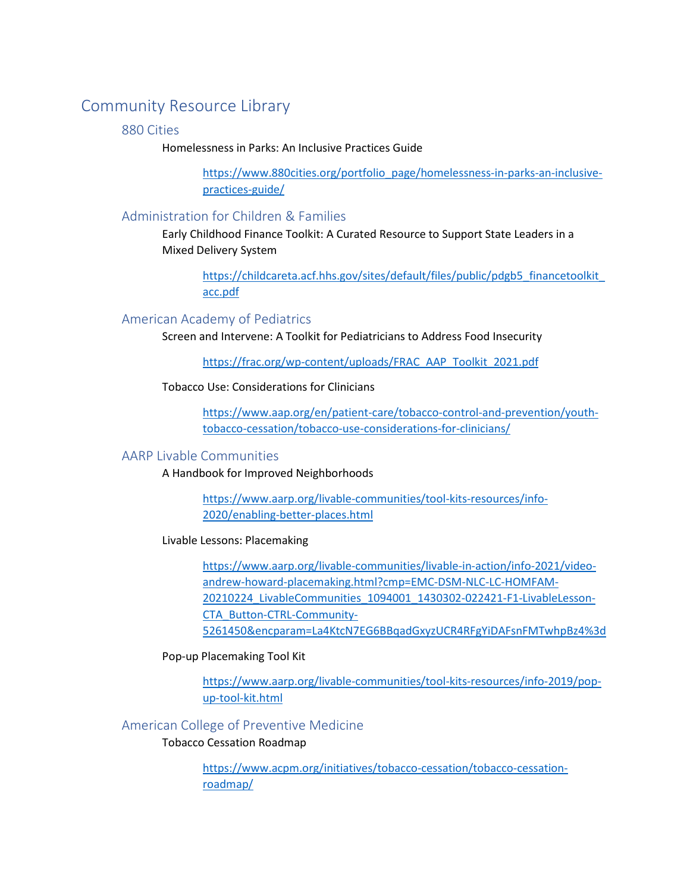# Community Resource Library

## 880 Cities

Homelessness in Parks: An Inclusive Practices Guide

https://www.880cities.org/portfolio_page/homelessness-in-parks-an-inclusive-practices-guide/

## Administration for Children & Families

Early Childhood Finance Toolkit: A Curated Resource to Support State Leaders in a Mixed Delivery System

https://childcareta.acf.hhs.gov/sites/default/files/public/pdgb5_financetoolkit_acc.pdf

## American Academy of Pediatrics

Screen and Intervene: A Toolkit for Pediatricians to Address Food Insecurity

https://frac.org/wp-content/uploads/FRAC_AAP_Toolkit_2021.pdf

Tobacco Use: Considerations for Clinicians

https://www.aap.org/en/patient-care/tobacco-control-and-prevention/youth-tobacco-cessation/tobacco-use-considerations-for-clinicians/

## AARP Livable Communities

A Handbook for Improved Neighborhoods

https://www.aarp.org/livable-communities/tool-kits-resources/info-2020/enabling-better-places.html

Livable Lessons: Placemaking

https://www.aarp.org/livable-communities/livable-in-action/info-2021/video-andrew-howard-placemaking.html?cmp=EMC-DSM-NLC-LC-HOMFAM-20210224_LivableCommunities_1094001_1430302-022421-F1-LivableLesson-CTA_Button-CTRL-Community-5261450&encparam=La4KtcN7EG6BBqadGxyzUCR4RFgYiDAFsnFMTwhpBz4%3d

Pop-up Placemaking Tool Kit

https://www.aarp.org/livable-communities/tool-kits-resources/info-2019/pop-up-tool-kit.html

## American College of Preventive Medicine

Tobacco Cessation Roadmap

https://www.acpm.org/initiatives/tobacco-cessation/tobacco-cessation-roadmap/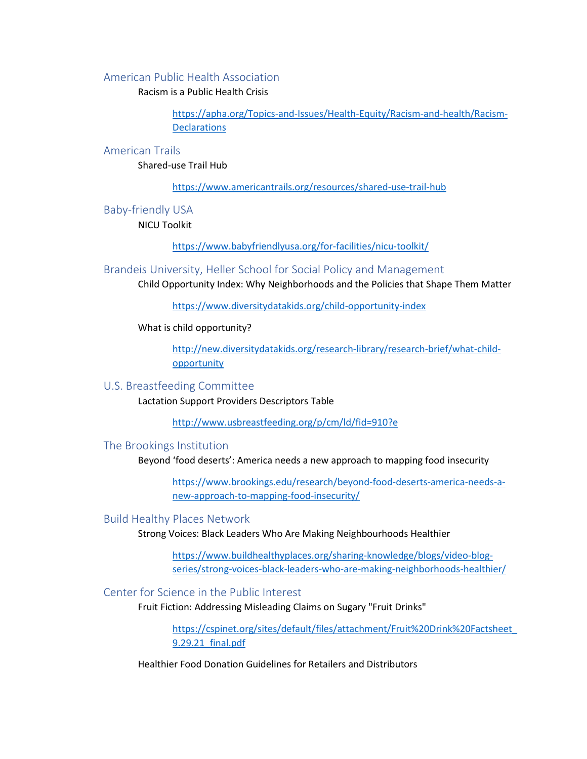## American Public Health Association

Racism is a Public Health Crisis

https://apha.org/Topics-and-Issues/Health-Equity/Racism-and-health/Racism-Declarations

## American Trails

Shared-use Trail Hub

https://www.americantrails.org/resources/shared-use-trail-hub

## Baby-friendly USA

NICU Toolkit

https://www.babyfriendlyusa.org/for-facilities/nicu-toolkit/

## Brandeis University, Heller School for Social Policy and Management

Child Opportunity Index: Why Neighborhoods and the Policies that Shape Them Matter

https://www.diversitydatakids.org/child-opportunity-index

What is child opportunity?

http://new.diversitydatakids.org/research-library/research-brief/what-child-opportunity

## U.S. Breastfeeding Committee

Lactation Support Providers Descriptors Table

http://www.usbreastfeeding.org/p/cm/ld/fid=910?e

## The Brookings Institution

Beyond 'food deserts': America needs a new approach to mapping food insecurity

https://www.brookings.edu/research/beyond-food-deserts-america-needs-a-new-approach-to-mapping-food-insecurity/

## Build Healthy Places Network

Strong Voices: Black Leaders Who Are Making Neighbourhoods Healthier

https://www.buildhealthyplaces.org/sharing-knowledge/blogs/video-blog-series/strong-voices-black-leaders-who-are-making-neighborhoods-healthier/

## Center for Science in the Public Interest

Fruit Fiction: Addressing Misleading Claims on Sugary "Fruit Drinks"

https://cspinet.org/sites/default/files/attachment/Fruit%20Drink%20Factsheet_9.29.21_final.pdf

Healthier Food Donation Guidelines for Retailers and Distributors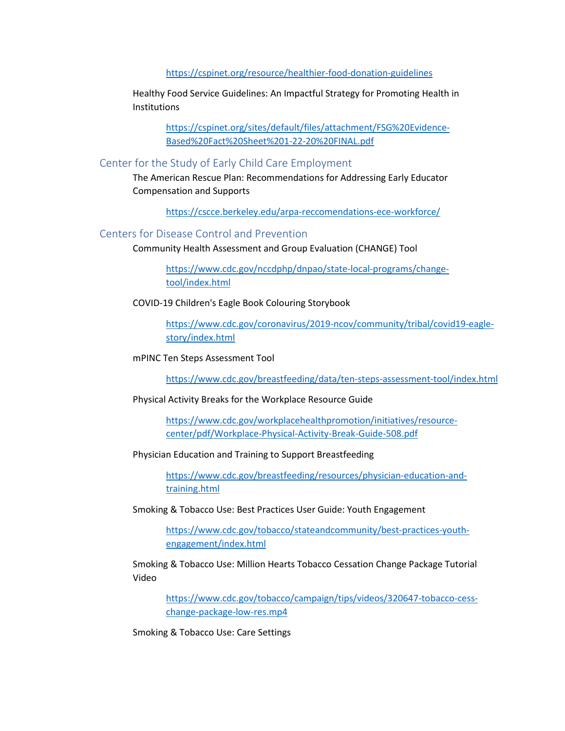https://cspinet.org/resource/healthier-food-donation-guidelines

Healthy Food Service Guidelines: An Impactful Strategy for Promoting Health in Institutions

https://cspinet.org/sites/default/files/attachment/FSG%20Evidence-Based%20Fact%20Sheet%201-22-20%20FINAL.pdf

## Center for the Study of Early Child Care Employment

The American Rescue Plan: Recommendations for Addressing Early Educator Compensation and Supports

https://cscce.berkeley.edu/arpa-reccomendations-ece-workforce/

## Centers for Disease Control and Prevention

Community Health Assessment and Group Evaluation (CHANGE) Tool

https://www.cdc.gov/nccdphp/dnpao/state-local-programs/change-tool/index.html

COVID-19 Children's Eagle Book Colouring Storybook

https://www.cdc.gov/coronavirus/2019-ncov/community/tribal/covid19-eagle-story/index.html

mPINC Ten Steps Assessment Tool

https://www.cdc.gov/breastfeeding/data/ten-steps-assessment-tool/index.html

Physical Activity Breaks for the Workplace Resource Guide

https://www.cdc.gov/workplacehealthpromotion/initiatives/resource-center/pdf/Workplace-Physical-Activity-Break-Guide-508.pdf

Physician Education and Training to Support Breastfeeding

https://www.cdc.gov/breastfeeding/resources/physician-education-and-training.html

Smoking & Tobacco Use: Best Practices User Guide: Youth Engagement

https://www.cdc.gov/tobacco/stateandcommunity/best-practices-youth-engagement/index.html

Smoking & Tobacco Use: Million Hearts Tobacco Cessation Change Package Tutorial Video

https://www.cdc.gov/tobacco/campaign/tips/videos/320647-tobacco-cess-change-package-low-res.mp4

Smoking & Tobacco Use: Care Settings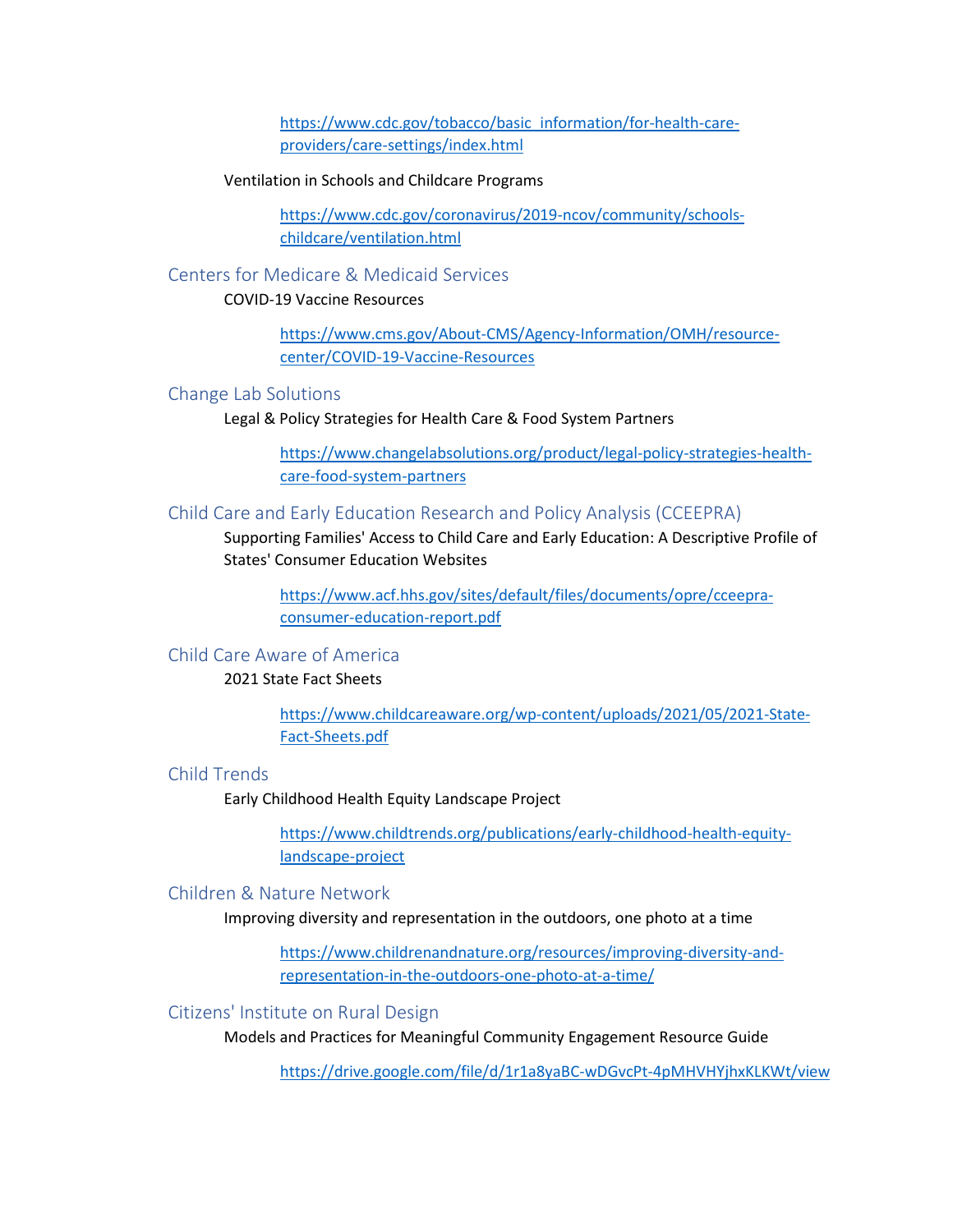https://www.cdc.gov/tobacco/basic_information/for-health-care-providers/care-settings/index.html

Ventilation in Schools and Childcare Programs

https://www.cdc.gov/coronavirus/2019-ncov/community/schools-childcare/ventilation.html

## Centers for Medicare & Medicaid Services

COVID-19 Vaccine Resources

https://www.cms.gov/About-CMS/Agency-Information/OMH/resource-center/COVID-19-Vaccine-Resources

## Change Lab Solutions

Legal & Policy Strategies for Health Care & Food System Partners

https://www.changelabsolutions.org/product/legal-policy-strategies-health-care-food-system-partners

## Child Care and Early Education Research and Policy Analysis (CCEEPRA)

Supporting Families' Access to Child Care and Early Education: A Descriptive Profile of States' Consumer Education Websites

https://www.acf.hhs.gov/sites/default/files/documents/opre/cceepra-consumer-education-report.pdf

## Child Care Aware of America

2021 State Fact Sheets

https://www.childcareaware.org/wp-content/uploads/2021/05/2021-State-Fact-Sheets.pdf

## Child Trends

Early Childhood Health Equity Landscape Project

https://www.childtrends.org/publications/early-childhood-health-equity-landscape-project

## Children & Nature Network

Improving diversity and representation in the outdoors, one photo at a time

https://www.childrenandnature.org/resources/improving-diversity-and-representation-in-the-outdoors-one-photo-at-a-time/

## Citizens' Institute on Rural Design

Models and Practices for Meaningful Community Engagement Resource Guide

https://drive.google.com/file/d/1r1a8yaBC-wDGvcPt-4pMHVHYjhxKLKWt/view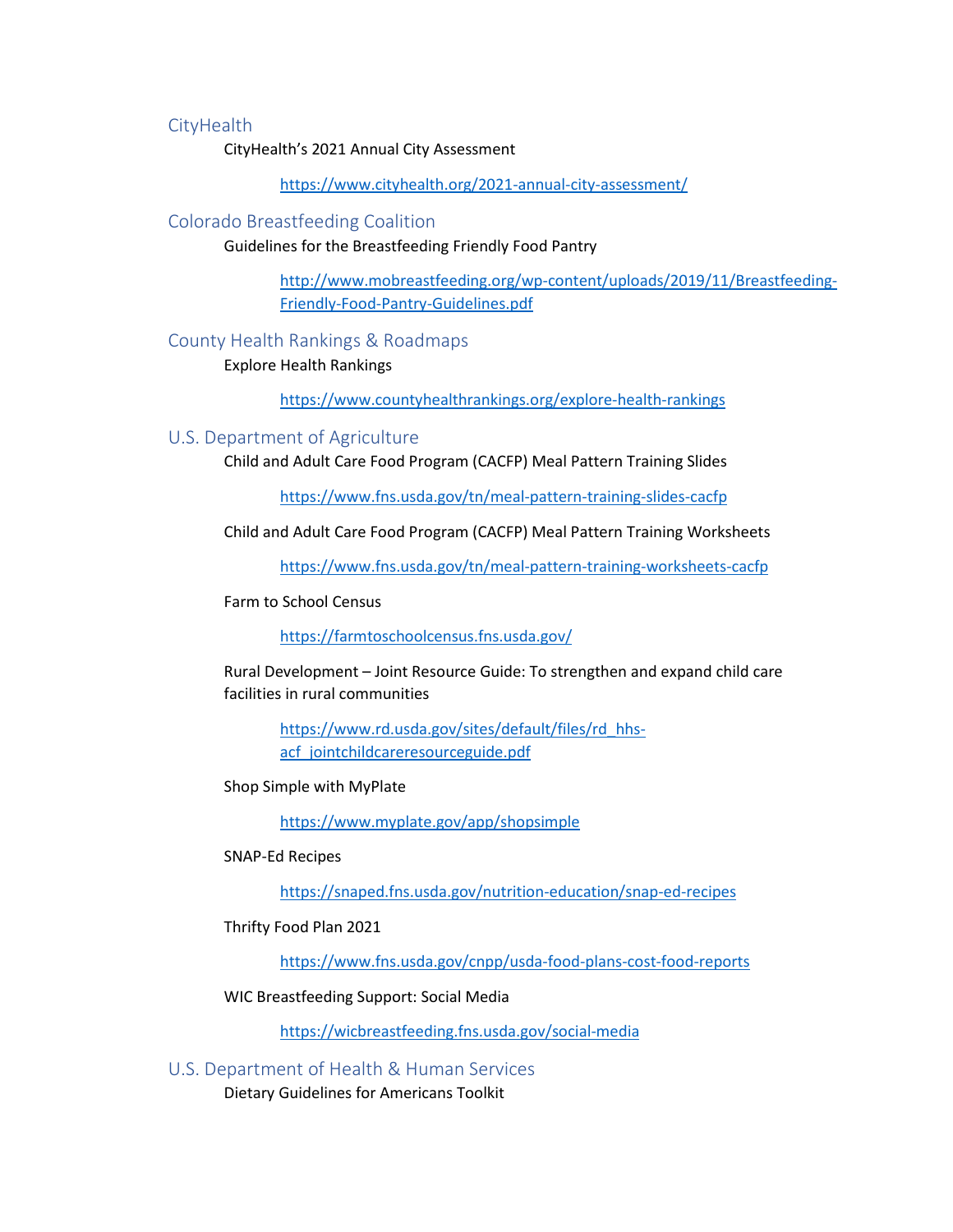## CityHealth

CityHealth's 2021 Annual City Assessment

https://www.cityhealth.org/2021-annual-city-assessment/

## Colorado Breastfeeding Coalition

Guidelines for the Breastfeeding Friendly Food Pantry

http://www.mobreastfeeding.org/wp-content/uploads/2019/11/Breastfeeding-Friendly-Food-Pantry-Guidelines.pdf

## County Health Rankings & Roadmaps

Explore Health Rankings

https://www.countyhealthrankings.org/explore-health-rankings

## U.S. Department of Agriculture

Child and Adult Care Food Program (CACFP) Meal Pattern Training Slides

https://www.fns.usda.gov/tn/meal-pattern-training-slides-cacfp

Child and Adult Care Food Program (CACFP) Meal Pattern Training Worksheets

https://www.fns.usda.gov/tn/meal-pattern-training-worksheets-cacfp

Farm to School Census

https://farmtoschoolcensus.fns.usda.gov/

Rural Development – Joint Resource Guide: To strengthen and expand child care facilities in rural communities

https://www.rd.usda.gov/sites/default/files/rd_hhs-acf_jointchildcareresourceguide.pdf

Shop Simple with MyPlate

https://www.myplate.gov/app/shopsimple

SNAP-Ed Recipes

https://snaped.fns.usda.gov/nutrition-education/snap-ed-recipes

Thrifty Food Plan 2021

https://www.fns.usda.gov/cnpp/usda-food-plans-cost-food-reports

WIC Breastfeeding Support: Social Media

https://wicbreastfeeding.fns.usda.gov/social-media

## U.S. Department of Health & Human Services

Dietary Guidelines for Americans Toolkit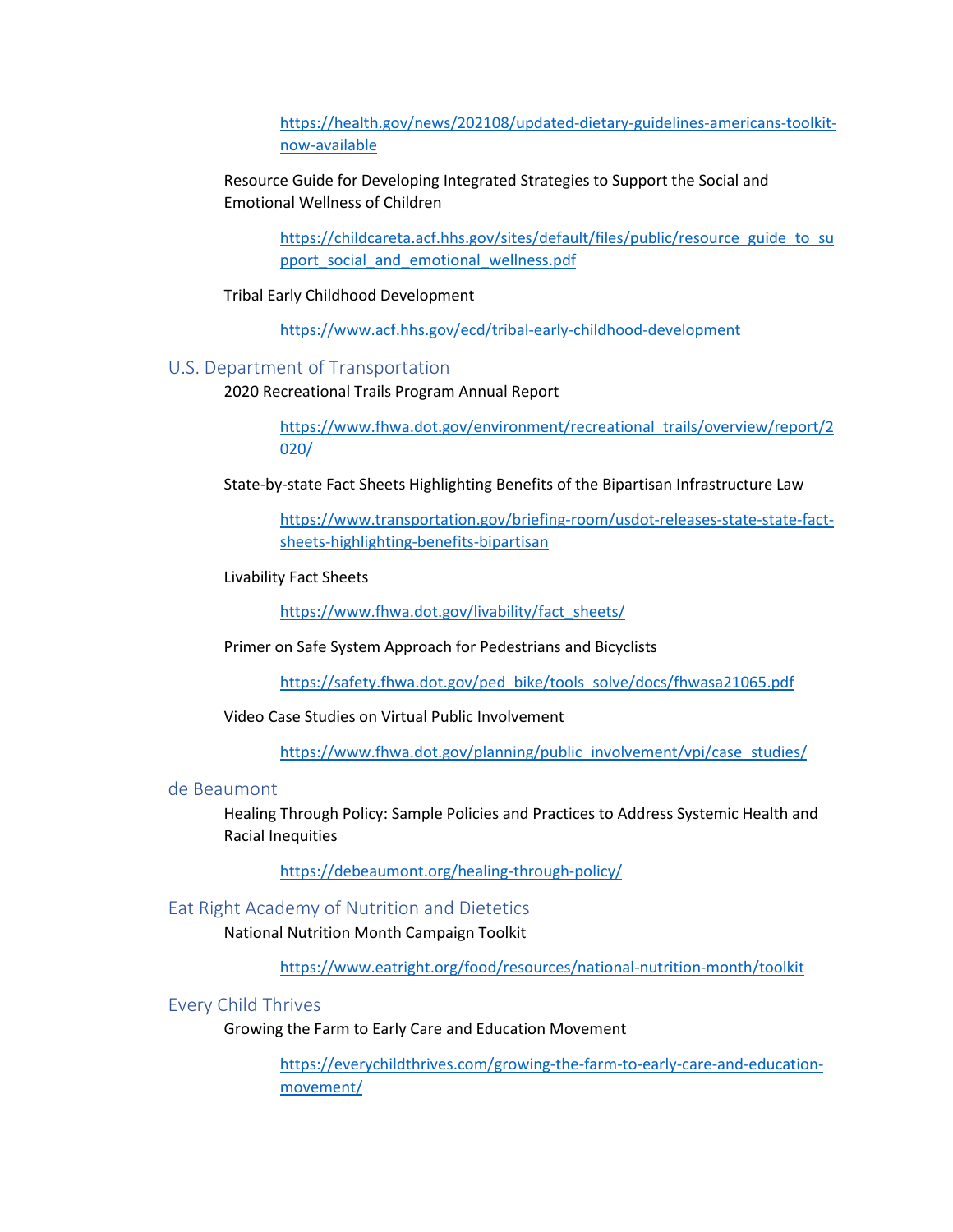https://health.gov/news/202108/updated-dietary-guidelines-americans-toolkit-now-available

Resource Guide for Developing Integrated Strategies to Support the Social and Emotional Wellness of Children

https://childcareta.acf.hhs.gov/sites/default/files/public/resource_guide_to_support_social_and_emotional_wellness.pdf

Tribal Early Childhood Development

https://www.acf.hhs.gov/ecd/tribal-early-childhood-development

## U.S. Department of Transportation

2020 Recreational Trails Program Annual Report

https://www.fhwa.dot.gov/environment/recreational_trails/overview/report/2020/

State-by-state Fact Sheets Highlighting Benefits of the Bipartisan Infrastructure Law

https://www.transportation.gov/briefing-room/usdot-releases-state-state-fact-sheets-highlighting-benefits-bipartisan

Livability Fact Sheets

https://www.fhwa.dot.gov/livability/fact_sheets/

Primer on Safe System Approach for Pedestrians and Bicyclists

https://safety.fhwa.dot.gov/ped_bike/tools_solve/docs/fhwasa21065.pdf

Video Case Studies on Virtual Public Involvement

https://www.fhwa.dot.gov/planning/public_involvement/vpi/case_studies/

## de Beaumont

Healing Through Policy: Sample Policies and Practices to Address Systemic Health and Racial Inequities

https://debeaumont.org/healing-through-policy/

## Eat Right Academy of Nutrition and Dietetics

National Nutrition Month Campaign Toolkit

https://www.eatright.org/food/resources/national-nutrition-month/toolkit

## Every Child Thrives

Growing the Farm to Early Care and Education Movement

https://everychildthrives.com/growing-the-farm-to-early-care-and-education-movement/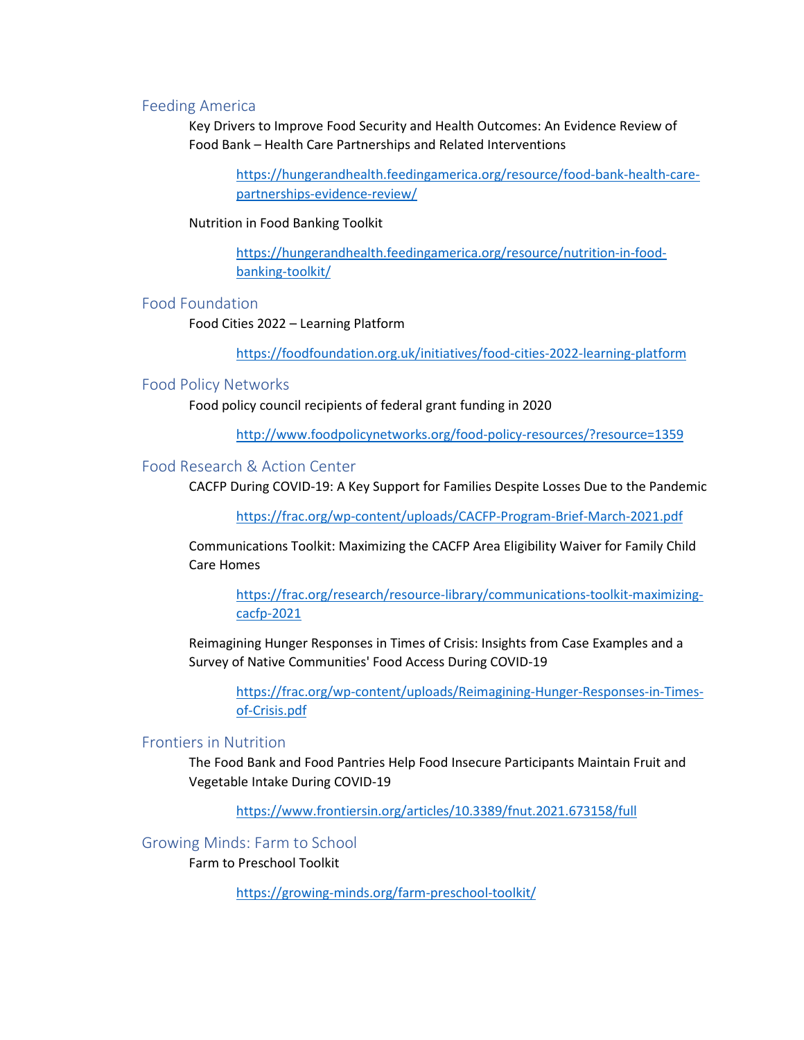## Feeding America

Key Drivers to Improve Food Security and Health Outcomes: An Evidence Review of Food Bank – Health Care Partnerships and Related Interventions

https://hungerandhealth.feedingamerica.org/resource/food-bank-health-care-partnerships-evidence-review/

Nutrition in Food Banking Toolkit

https://hungerandhealth.feedingamerica.org/resource/nutrition-in-food-banking-toolkit/

## Food Foundation

Food Cities 2022 – Learning Platform

https://foodfoundation.org.uk/initiatives/food-cities-2022-learning-platform

## Food Policy Networks

Food policy council recipients of federal grant funding in 2020

http://www.foodpolicynetworks.org/food-policy-resources/?resource=1359

## Food Research & Action Center

CACFP During COVID-19: A Key Support for Families Despite Losses Due to the Pandemic

https://frac.org/wp-content/uploads/CACFP-Program-Brief-March-2021.pdf

Communications Toolkit: Maximizing the CACFP Area Eligibility Waiver for Family Child Care Homes

https://frac.org/research/resource-library/communications-toolkit-maximizing-cacfp-2021

Reimagining Hunger Responses in Times of Crisis: Insights from Case Examples and a Survey of Native Communities' Food Access During COVID-19

https://frac.org/wp-content/uploads/Reimagining-Hunger-Responses-in-Times-of-Crisis.pdf

## Frontiers in Nutrition

The Food Bank and Food Pantries Help Food Insecure Participants Maintain Fruit and Vegetable Intake During COVID-19

https://www.frontiersin.org/articles/10.3389/fnut.2021.673158/full

## Growing Minds: Farm to School

Farm to Preschool Toolkit

https://growing-minds.org/farm-preschool-toolkit/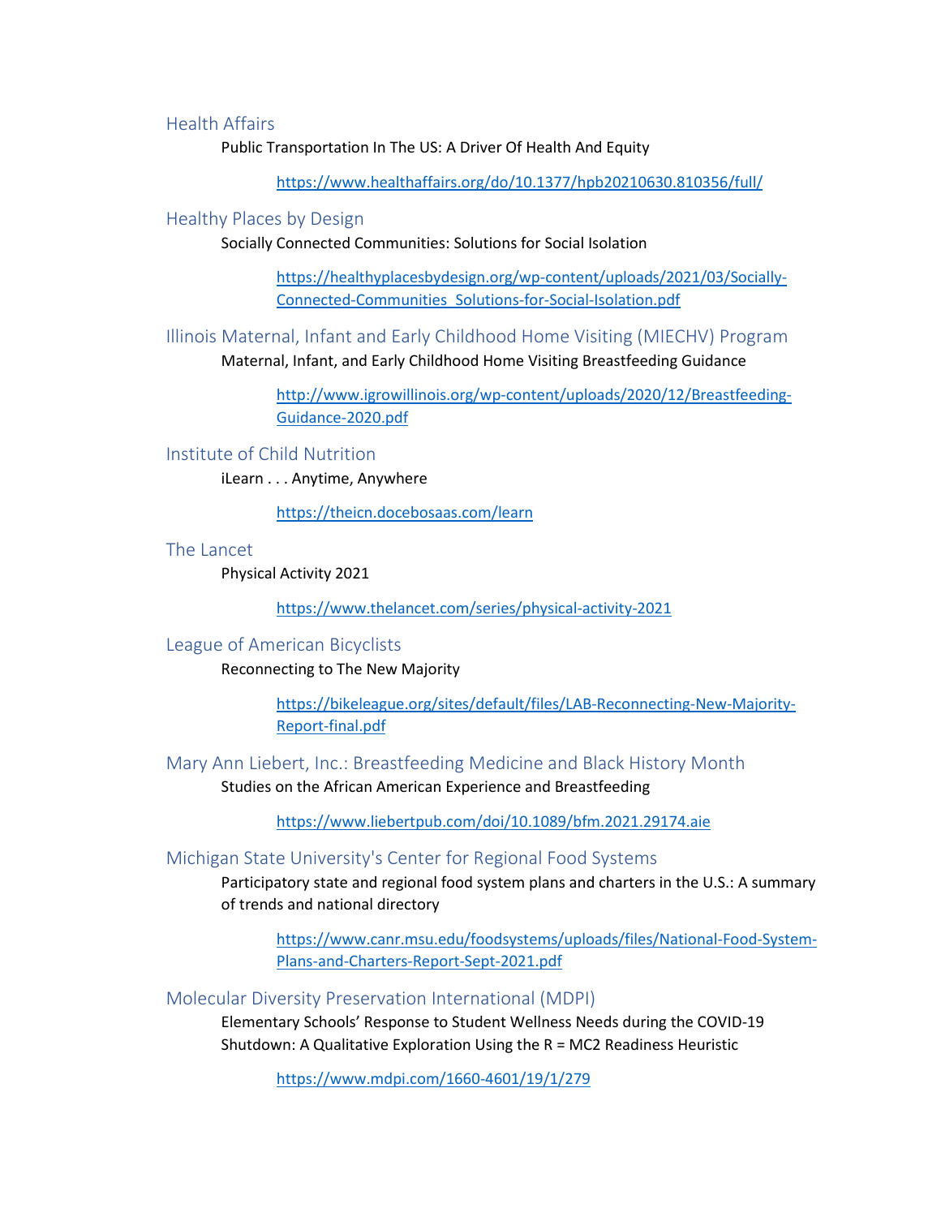### Health Affairs

Public Transportation In The US: A Driver Of Health And Equity

https://www.healthaffairs.org/do/10.1377/hpb20210630.810356/full/

### Healthy Places by Design

Socially Connected Communities: Solutions for Social Isolation

https://healthyplacesbydesign.org/wp-content/uploads/2021/03/Socially-Connected-Communities_Solutions-for-Social-Isolation.pdf

### Illinois Maternal, Infant and Early Childhood Home Visiting (MIECHV) Program

Maternal, Infant, and Early Childhood Home Visiting Breastfeeding Guidance

http://www.igrowillinois.org/wp-content/uploads/2020/12/Breastfeeding-Guidance-2020.pdf

### Institute of Child Nutrition

iLearn . . . Anytime, Anywhere

https://theicn.docebosaas.com/learn

### The Lancet

Physical Activity 2021

https://www.thelancet.com/series/physical-activity-2021

### League of American Bicyclists

Reconnecting to The New Majority

https://bikeleague.org/sites/default/files/LAB-Reconnecting-New-Majority-Report-final.pdf

### Mary Ann Liebert, Inc.: Breastfeeding Medicine and Black History Month

Studies on the African American Experience and Breastfeeding

https://www.liebertpub.com/doi/10.1089/bfm.2021.29174.aie

### Michigan State University's Center for Regional Food Systems

Participatory state and regional food system plans and charters in the U.S.: A summary of trends and national directory

https://www.canr.msu.edu/foodsystems/uploads/files/National-Food-System-Plans-and-Charters-Report-Sept-2021.pdf

### Molecular Diversity Preservation International (MDPI)

Elementary Schools' Response to Student Wellness Needs during the COVID-19 Shutdown: A Qualitative Exploration Using the R = MC2 Readiness Heuristic

https://www.mdpi.com/1660-4601/19/1/279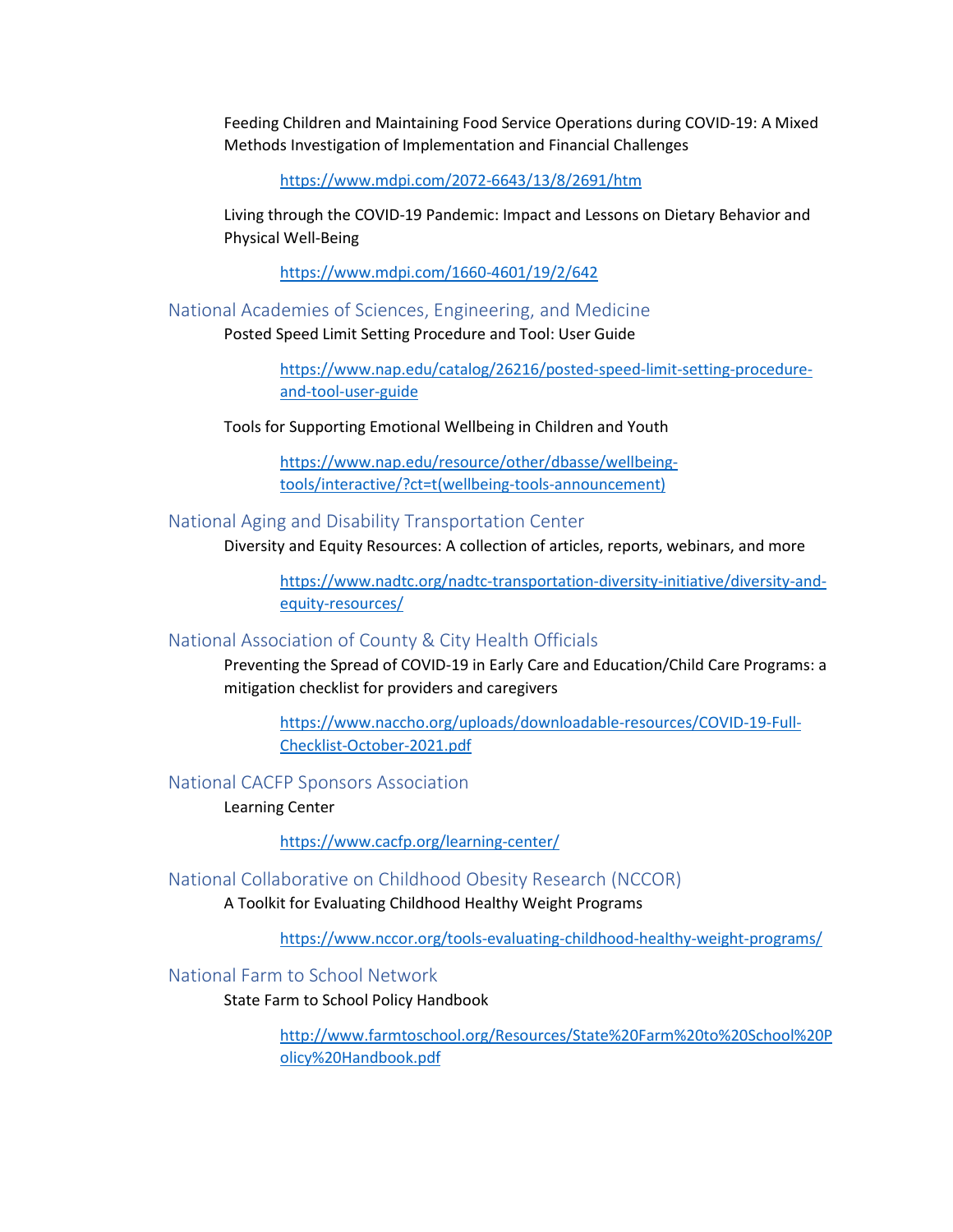Feeding Children and Maintaining Food Service Operations during COVID-19: A Mixed Methods Investigation of Implementation and Financial Challenges

https://www.mdpi.com/2072-6643/13/8/2691/htm

Living through the COVID-19 Pandemic: Impact and Lessons on Dietary Behavior and Physical Well-Being

https://www.mdpi.com/1660-4601/19/2/642

## National Academies of Sciences, Engineering, and Medicine

Posted Speed Limit Setting Procedure and Tool: User Guide

https://www.nap.edu/catalog/26216/posted-speed-limit-setting-procedure-and-tool-user-guide

Tools for Supporting Emotional Wellbeing in Children and Youth

https://www.nap.edu/resource/other/dbasse/wellbeing-tools/interactive/?ct=t(wellbeing-tools-announcement)

## National Aging and Disability Transportation Center

Diversity and Equity Resources: A collection of articles, reports, webinars, and more

https://www.nadtc.org/nadtc-transportation-diversity-initiative/diversity-and-equity-resources/

## National Association of County & City Health Officials

Preventing the Spread of COVID-19 in Early Care and Education/Child Care Programs: a mitigation checklist for providers and caregivers

https://www.naccho.org/uploads/downloadable-resources/COVID-19-Full-Checklist-October-2021.pdf

## National CACFP Sponsors Association

Learning Center

https://www.cacfp.org/learning-center/

## National Collaborative on Childhood Obesity Research (NCCOR)

A Toolkit for Evaluating Childhood Healthy Weight Programs

https://www.nccor.org/tools-evaluating-childhood-healthy-weight-programs/

## National Farm to School Network

State Farm to School Policy Handbook

http://www.farmtoschool.org/Resources/State%20Farm%20to%20School%20Policy%20Handbook.pdf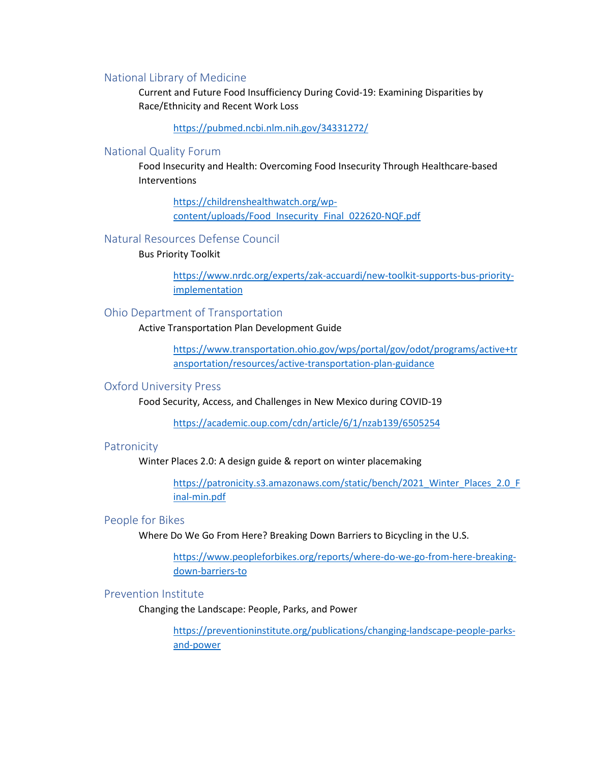## National Library of Medicine

Current and Future Food Insufficiency During Covid-19: Examining Disparities by Race/Ethnicity and Recent Work Loss

https://pubmed.ncbi.nlm.nih.gov/34331272/

## National Quality Forum

Food Insecurity and Health: Overcoming Food Insecurity Through Healthcare-based Interventions

https://childrenshealthwatch.org/wp-content/uploads/Food_Insecurity_Final_022620-NQF.pdf

## Natural Resources Defense Council

Bus Priority Toolkit

https://www.nrdc.org/experts/zak-accuardi/new-toolkit-supports-bus-priority-implementation

## Ohio Department of Transportation

Active Transportation Plan Development Guide

https://www.transportation.ohio.gov/wps/portal/gov/odot/programs/active+transportation/resources/active-transportation-plan-guidance

## Oxford University Press

Food Security, Access, and Challenges in New Mexico during COVID-19

https://academic.oup.com/cdn/article/6/1/nzab139/6505254

## Patronicity

Winter Places 2.0: A design guide & report on winter placemaking

https://patronicity.s3.amazonaws.com/static/bench/2021_Winter_Places_2.0_Final-min.pdf

## People for Bikes

Where Do We Go From Here? Breaking Down Barriers to Bicycling in the U.S.

https://www.peopleforbikes.org/reports/where-do-we-go-from-here-breaking-down-barriers-to

## Prevention Institute

Changing the Landscape: People, Parks, and Power

https://preventioninstitute.org/publications/changing-landscape-people-parks-and-power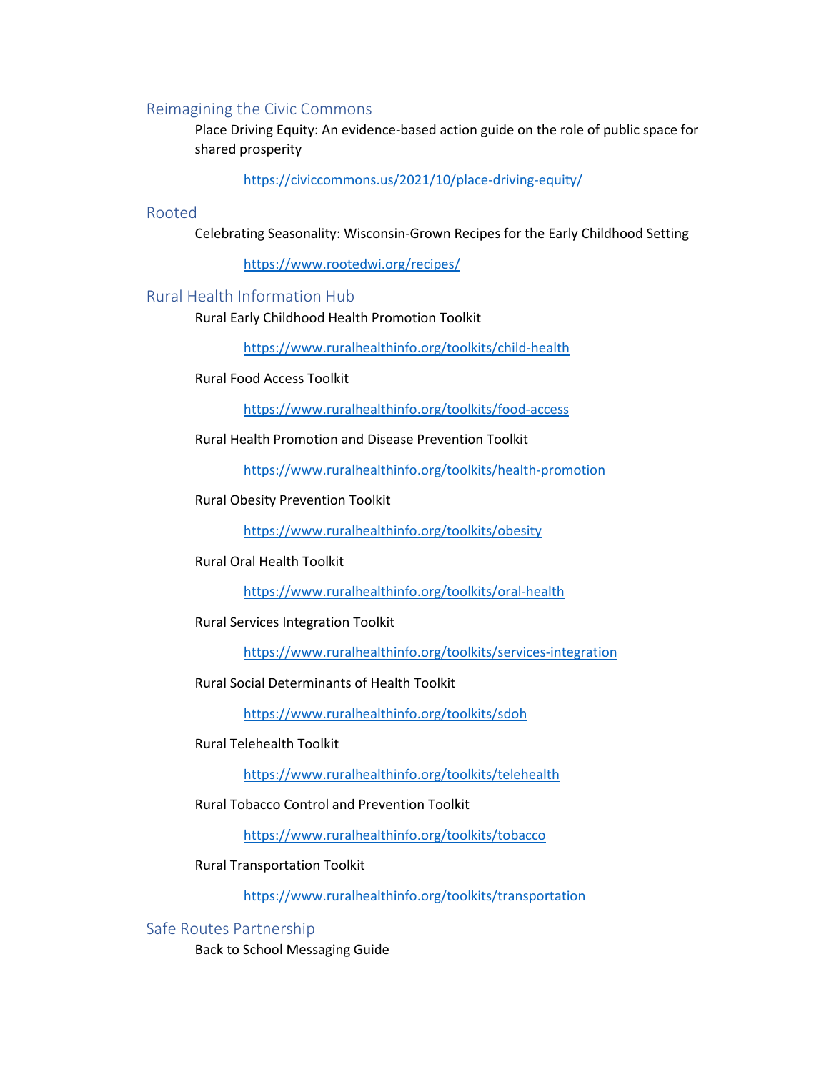## Reimagining the Civic Commons

Place Driving Equity: An evidence-based action guide on the role of public space for shared prosperity

https://civiccommons.us/2021/10/place-driving-equity/

## Rooted

Celebrating Seasonality: Wisconsin-Grown Recipes for the Early Childhood Setting

https://www.rootedwi.org/recipes/

## Rural Health Information Hub

Rural Early Childhood Health Promotion Toolkit

https://www.ruralhealthinfo.org/toolkits/child-health

Rural Food Access Toolkit

https://www.ruralhealthinfo.org/toolkits/food-access

Rural Health Promotion and Disease Prevention Toolkit

https://www.ruralhealthinfo.org/toolkits/health-promotion

Rural Obesity Prevention Toolkit

https://www.ruralhealthinfo.org/toolkits/obesity

Rural Oral Health Toolkit

https://www.ruralhealthinfo.org/toolkits/oral-health

Rural Services Integration Toolkit

https://www.ruralhealthinfo.org/toolkits/services-integration

Rural Social Determinants of Health Toolkit

https://www.ruralhealthinfo.org/toolkits/sdoh

Rural Telehealth Toolkit

https://www.ruralhealthinfo.org/toolkits/telehealth

Rural Tobacco Control and Prevention Toolkit

https://www.ruralhealthinfo.org/toolkits/tobacco

Rural Transportation Toolkit

https://www.ruralhealthinfo.org/toolkits/transportation

## Safe Routes Partnership

Back to School Messaging Guide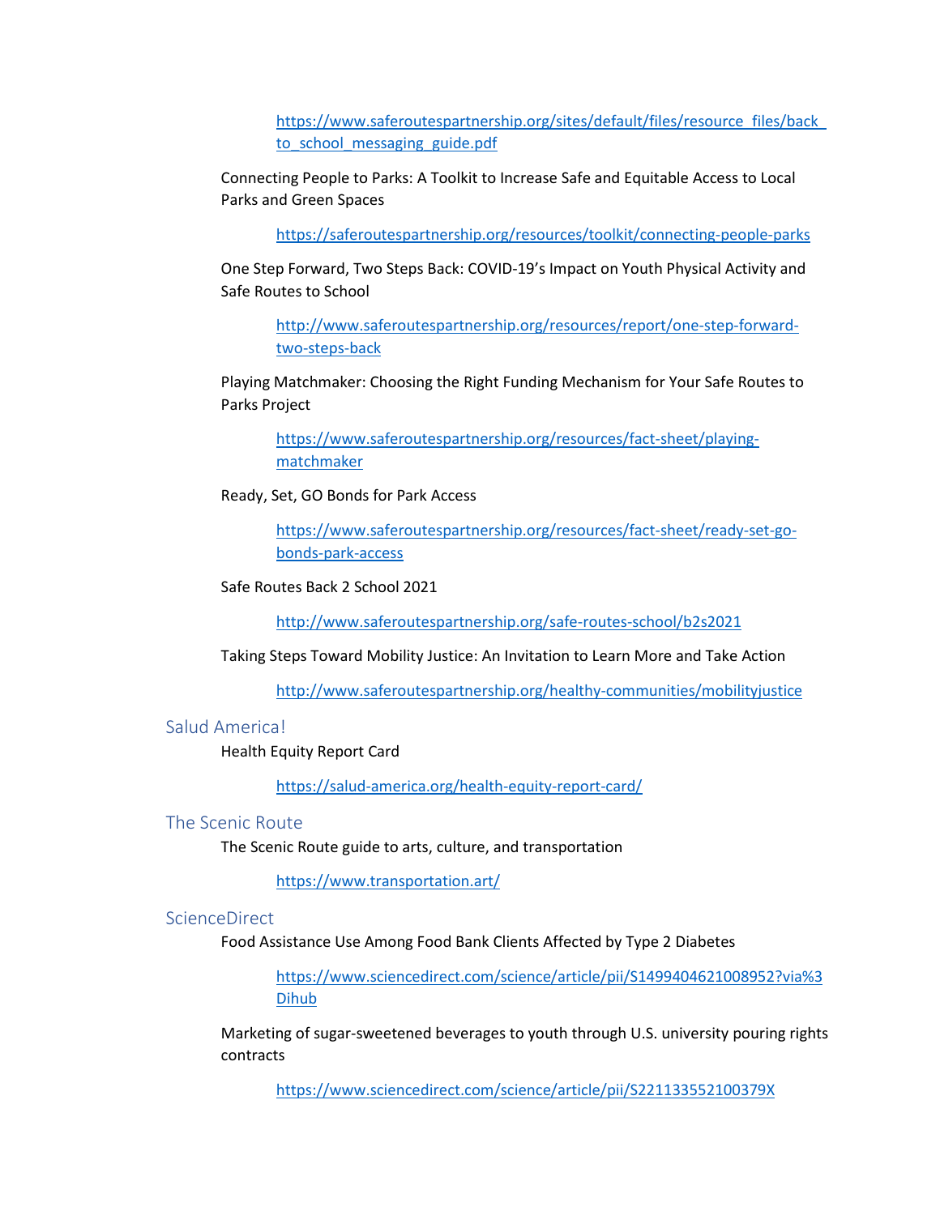https://www.saferoutespartnership.org/sites/default/files/resource_files/back_to_school_messaging_guide.pdf

Connecting People to Parks: A Toolkit to Increase Safe and Equitable Access to Local Parks and Green Spaces

https://saferoutespartnership.org/resources/toolkit/connecting-people-parks

One Step Forward, Two Steps Back: COVID-19's Impact on Youth Physical Activity and Safe Routes to School

http://www.saferoutespartnership.org/resources/report/one-step-forward-two-steps-back

Playing Matchmaker: Choosing the Right Funding Mechanism for Your Safe Routes to Parks Project

https://www.saferoutespartnership.org/resources/fact-sheet/playing-matchmaker

Ready, Set, GO Bonds for Park Access

https://www.saferoutespartnership.org/resources/fact-sheet/ready-set-go-bonds-park-access

Safe Routes Back 2 School 2021

http://www.saferoutespartnership.org/safe-routes-school/b2s2021

Taking Steps Toward Mobility Justice: An Invitation to Learn More and Take Action

http://www.saferoutespartnership.org/healthy-communities/mobilityjustice

## Salud America!

Health Equity Report Card

https://salud-america.org/health-equity-report-card/

## The Scenic Route

The Scenic Route guide to arts, culture, and transportation

https://www.transportation.art/

## ScienceDirect

Food Assistance Use Among Food Bank Clients Affected by Type 2 Diabetes

https://www.sciencedirect.com/science/article/pii/S1499404621008952?via%3Dihub

Marketing of sugar-sweetened beverages to youth through U.S. university pouring rights contracts

https://www.sciencedirect.com/science/article/pii/S221133552100379X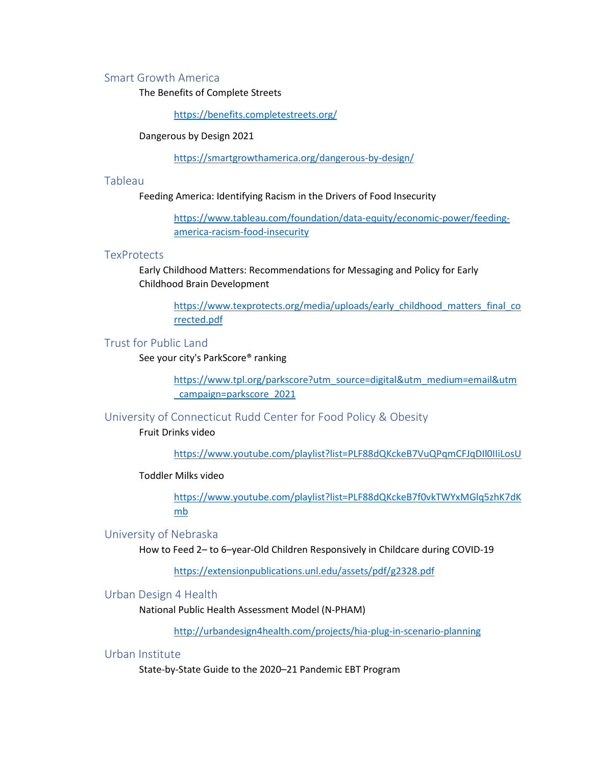## Smart Growth America

The Benefits of Complete Streets

https://benefits.completestreets.org/

Dangerous by Design 2021

https://smartgrowthamerica.org/dangerous-by-design/

## Tableau

Feeding America: Identifying Racism in the Drivers of Food Insecurity

https://www.tableau.com/foundation/data-equity/economic-power/feeding-america-racism-food-insecurity

## TexProtects

Early Childhood Matters: Recommendations for Messaging and Policy for Early Childhood Brain Development

https://www.texprotects.org/media/uploads/early_childhood_matters_final_corrected.pdf

## Trust for Public Land

See your city's ParkScore® ranking

https://www.tpl.org/parkscore?utm_source=digital&utm_medium=email&utm_campaign=parkscore_2021

## University of Connecticut Rudd Center for Food Policy & Obesity

Fruit Drinks video

https://www.youtube.com/playlist?list=PLF88dQKckeB7VuQPqmCFJqDIl0IIiLosU

Toddler Milks video

https://www.youtube.com/playlist?list=PLF88dQKckeB7f0vkTWYxMGlq5zhK7dKmb

## University of Nebraska

How to Feed 2– to 6–year-Old Children Responsively in Childcare during COVID-19

https://extensionpublications.unl.edu/assets/pdf/g2328.pdf

## Urban Design 4 Health

National Public Health Assessment Model (N-PHAM)

http://urbandesign4health.com/projects/hia-plug-in-scenario-planning

## Urban Institute

State-by-State Guide to the 2020–21 Pandemic EBT Program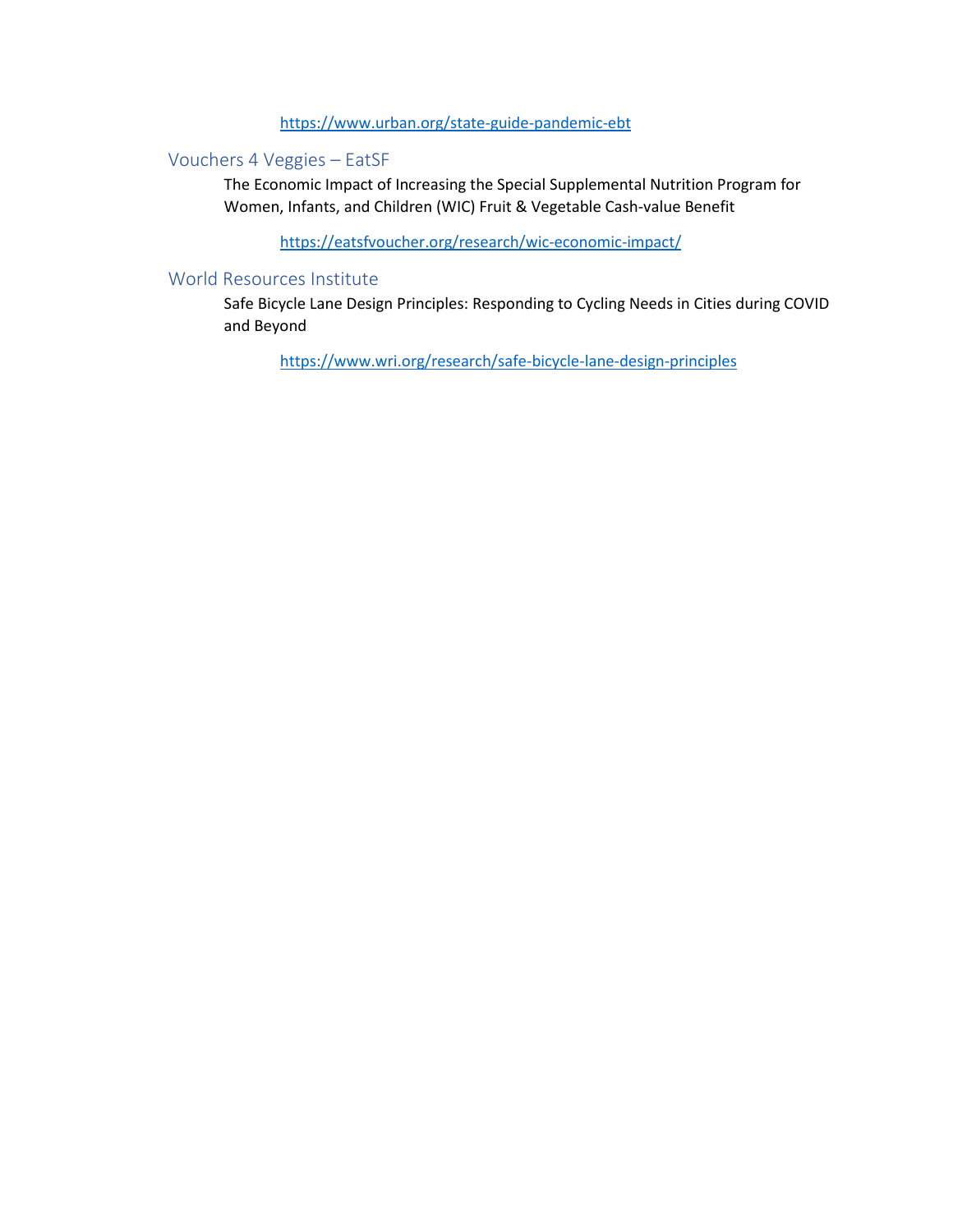https://www.urban.org/state-guide-pandemic-ebt

### Vouchers 4 Veggies – EatSF

The Economic Impact of Increasing the Special Supplemental Nutrition Program for Women, Infants, and Children (WIC) Fruit & Vegetable Cash-value Benefit

https://eatsfvoucher.org/research/wic-economic-impact/

### World Resources Institute

Safe Bicycle Lane Design Principles: Responding to Cycling Needs in Cities during COVID and Beyond

https://www.wri.org/research/safe-bicycle-lane-design-principles